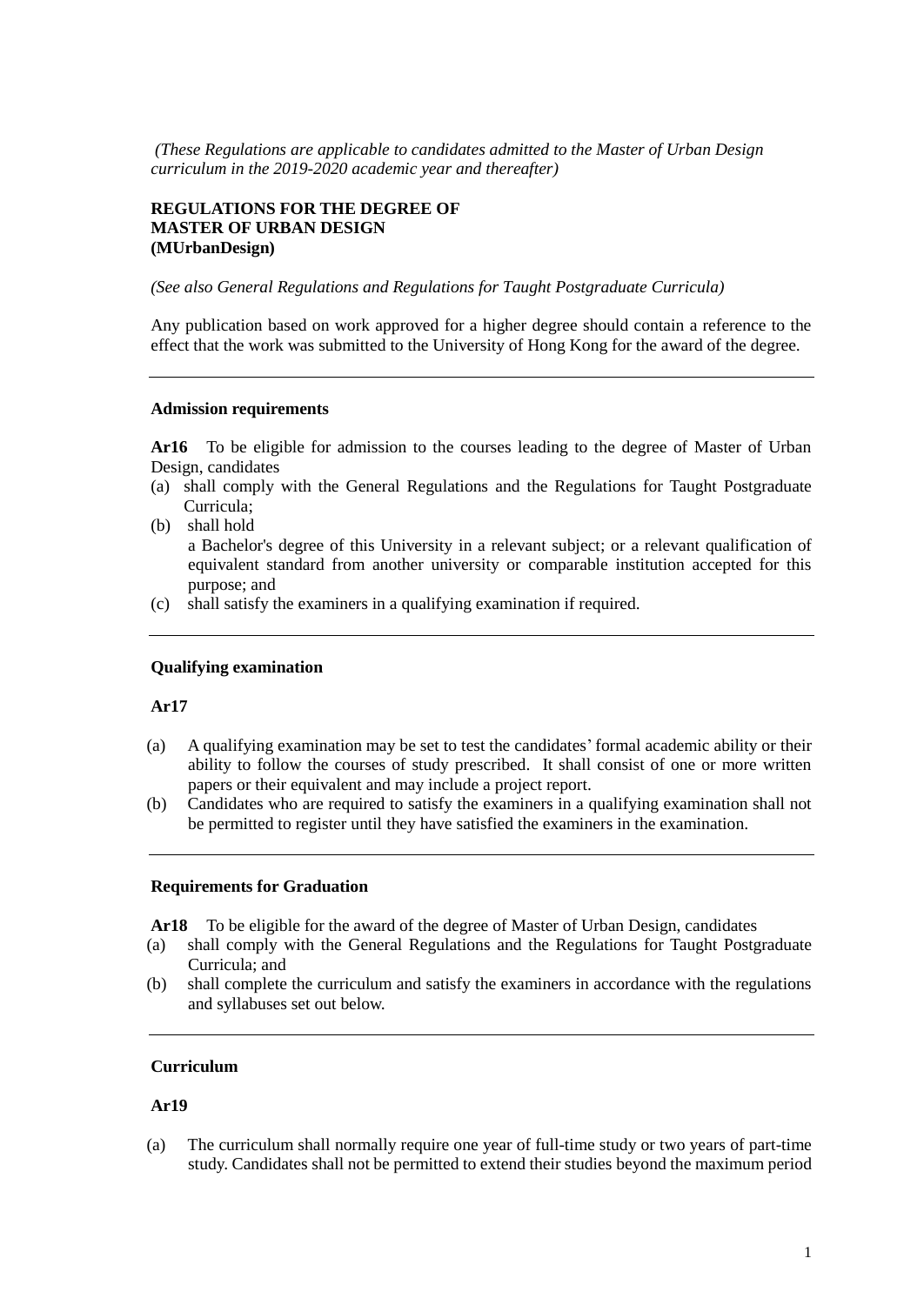*(These Regulations are applicable to candidates admitted to the Master of Urban Design curriculum in the 2019-2020 academic year and thereafter)*

**REGULATIONS FOR THE DEGREE OF MASTER OF URBAN DESIGN (MUrbanDesign)**

*(See also General Regulations and Regulations for Taught Postgraduate Curricula)*

Any publication based on work approved for a higher degree should contain a reference to the effect that the work was submitted to the University of Hong Kong for the award of the degree.

---

**Admission requirements**

**Ar16** To be eligible for admission to the courses leading to the degree of Master of Urban Design, candidates

(a) shall comply with the General Regulations and the Regulations for Taught Postgraduate Curricula;

(b) shall hold
a Bachelor's degree of this University in a relevant subject; or a relevant qualification of equivalent standard from another university or comparable institution accepted for this purpose; and

(c) shall satisfy the examiners in a qualifying examination if required.

---

**Qualifying examination**

**Ar17**

(a) A qualifying examination may be set to test the candidates' formal academic ability or their ability to follow the courses of study prescribed. It shall consist of one or more written papers or their equivalent and may include a project report.

(b) Candidates who are required to satisfy the examiners in a qualifying examination shall not be permitted to register until they have satisfied the examiners in the examination.

---

**Requirements for Graduation**

**Ar18** To be eligible for the award of the degree of Master of Urban Design, candidates

(a) shall comply with the General Regulations and the Regulations for Taught Postgraduate Curricula; and

(b) shall complete the curriculum and satisfy the examiners in accordance with the regulations and syllabuses set out below.

---

**Curriculum**

**Ar19**

(a) The curriculum shall normally require one year of full-time study or two years of part-time study. Candidates shall not be permitted to extend their studies beyond the maximum period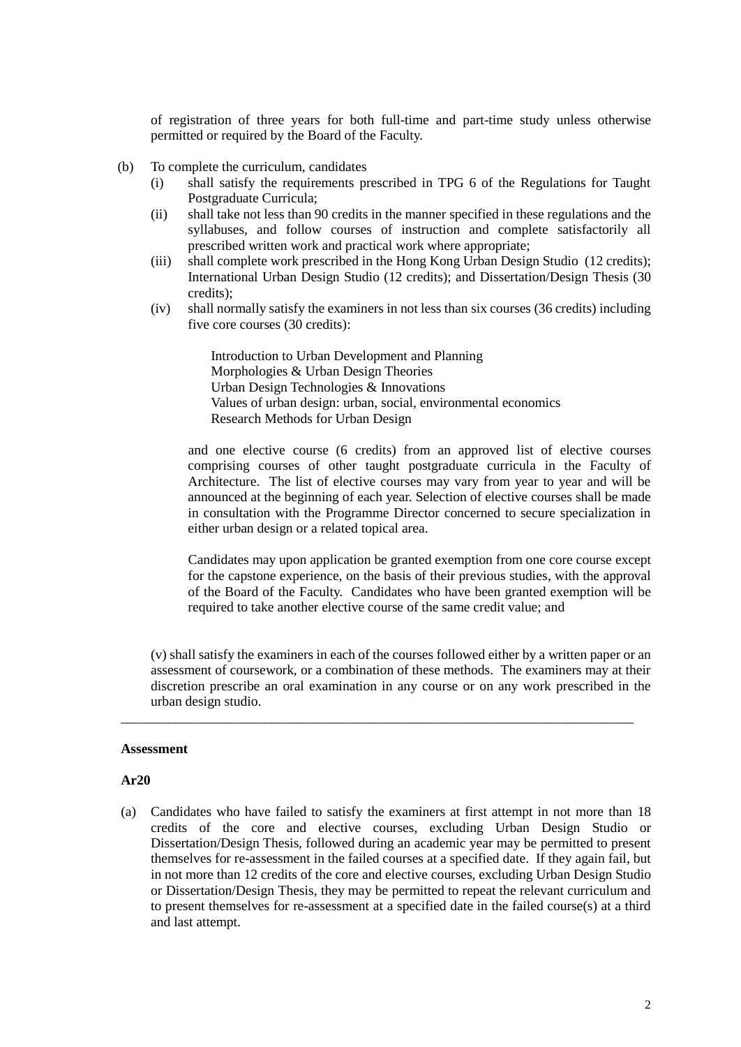of registration of three years for both full-time and part-time study unless otherwise permitted or required by the Board of the Faculty.

(b) To complete the curriculum, candidates

   (i) shall satisfy the requirements prescribed in TPG 6 of the Regulations for Taught Postgraduate Curricula;

   (ii) shall take not less than 90 credits in the manner specified in these regulations and the syllabuses, and follow courses of instruction and complete satisfactorily all prescribed written work and practical work where appropriate;

   (iii) shall complete work prescribed in the Hong Kong Urban Design Studio (12 credits); International Urban Design Studio (12 credits); and Dissertation/Design Thesis (30 credits);

   (iv) shall normally satisfy the examiners in not less than six courses (36 credits) including five core courses (30 credits):

      Introduction to Urban Development and Planning
      Morphologies & Urban Design Theories
      Urban Design Technologies & Innovations
      Values of urban design: urban, social, environmental economics
      Research Methods for Urban Design

   and one elective course (6 credits) from an approved list of elective courses comprising courses of other taught postgraduate curricula in the Faculty of Architecture. The list of elective courses may vary from year to year and will be announced at the beginning of each year. Selection of elective courses shall be made in consultation with the Programme Director concerned to secure specialization in either urban design or a related topical area.

   Candidates may upon application be granted exemption from one core course except for the capstone experience, on the basis of their previous studies, with the approval of the Board of the Faculty. Candidates who have been granted exemption will be required to take another elective course of the same credit value; and

   (v) shall satisfy the examiners in each of the courses followed either by a written paper or an assessment of coursework, or a combination of these methods. The examiners may at their discretion prescribe an oral examination in any course or on any work prescribed in the urban design studio.

---

**Assessment**

**Ar20**

(a) Candidates who have failed to satisfy the examiners at first attempt in not more than 18 credits of the core and elective courses, excluding Urban Design Studio or Dissertation/Design Thesis, followed during an academic year may be permitted to present themselves for re-assessment in the failed courses at a specified date. If they again fail, but in not more than 12 credits of the core and elective courses, excluding Urban Design Studio or Dissertation/Design Thesis, they may be permitted to repeat the relevant curriculum and to present themselves for re-assessment at a specified date in the failed course(s) at a third and last attempt.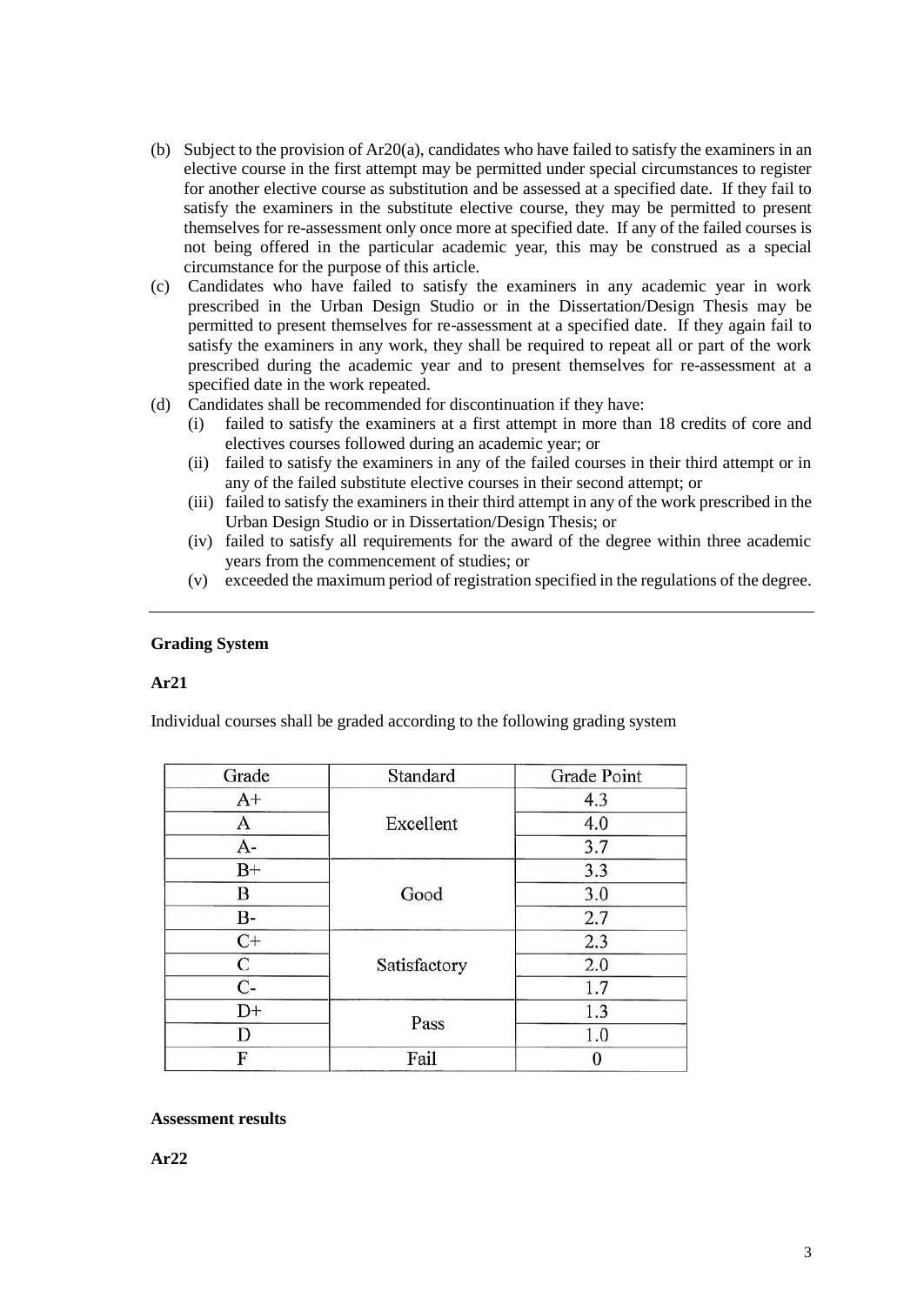(b) Subject to the provision of Ar20(a), candidates who have failed to satisfy the examiners in an elective course in the first attempt may be permitted under special circumstances to register for another elective course as substitution and be assessed at a specified date. If they fail to satisfy the examiners in the substitute elective course, they may be permitted to present themselves for re-assessment only once more at specified date. If any of the failed courses is not being offered in the particular academic year, this may be construed as a special circumstance for the purpose of this article.

(c) Candidates who have failed to satisfy the examiners in any academic year in work prescribed in the Urban Design Studio or in the Dissertation/Design Thesis may be permitted to present themselves for re-assessment at a specified date. If they again fail to satisfy the examiners in any work, they shall be required to repeat all or part of the work prescribed during the academic year and to present themselves for re-assessment at a specified date in the work repeated.

(d) Candidates shall be recommended for discontinuation if they have:
   (i) failed to satisfy the examiners at a first attempt in more than 18 credits of core and electives courses followed during an academic year; or
   (ii) failed to satisfy the examiners in any of the failed courses in their third attempt or in any of the failed substitute elective courses in their second attempt; or
   (iii) failed to satisfy the examiners in their third attempt in any of the work prescribed in the Urban Design Studio or in Dissertation/Design Thesis; or
   (iv) failed to satisfy all requirements for the award of the degree within three academic years from the commencement of studies; or
   (v) exceeded the maximum period of registration specified in the regulations of the degree.

---

**Grading System**

**Ar21**

Individual courses shall be graded according to the following grading system

| Grade | Standard | Grade Point |
|---|---|---|
| A+ | Excellent | 4.3 |
| A | | 4.0 |
| A- | | 3.7 |
| B+ | Good | 3.3 |
| B | | 3.0 |
| B- | | 2.7 |
| C+ | Satisfactory | 2.3 |
| C | | 2.0 |
| C- | | 1.7 |
| D+ | Pass | 1.3 |
| D | | 1.0 |
| F | Fail | 0 |

**Assessment results**

**Ar22**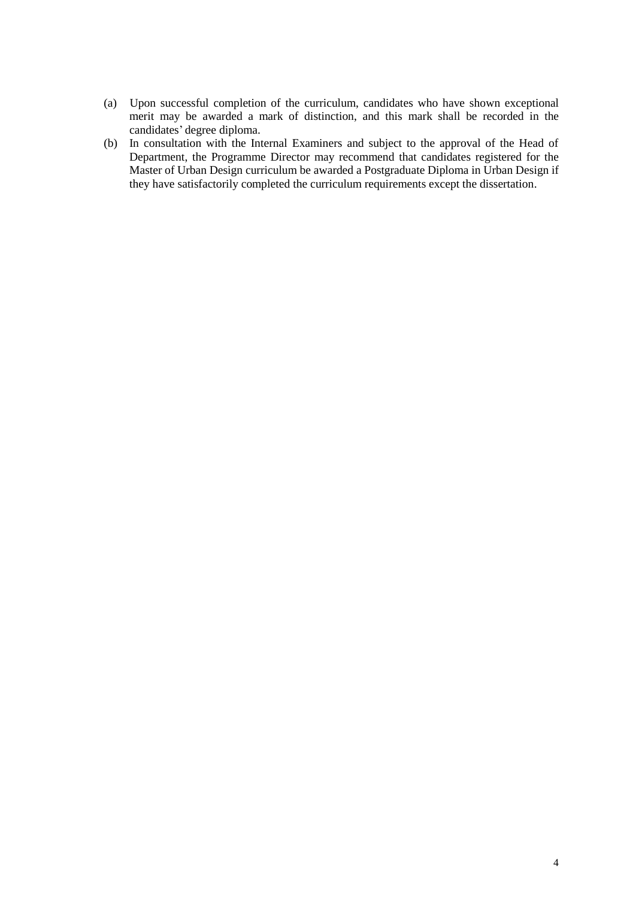(a) Upon successful completion of the curriculum, candidates who have shown exceptional merit may be awarded a mark of distinction, and this mark shall be recorded in the candidates' degree diploma.

(b) In consultation with the Internal Examiners and subject to the approval of the Head of Department, the Programme Director may recommend that candidates registered for the Master of Urban Design curriculum be awarded a Postgraduate Diploma in Urban Design if they have satisfactorily completed the curriculum requirements except the dissertation.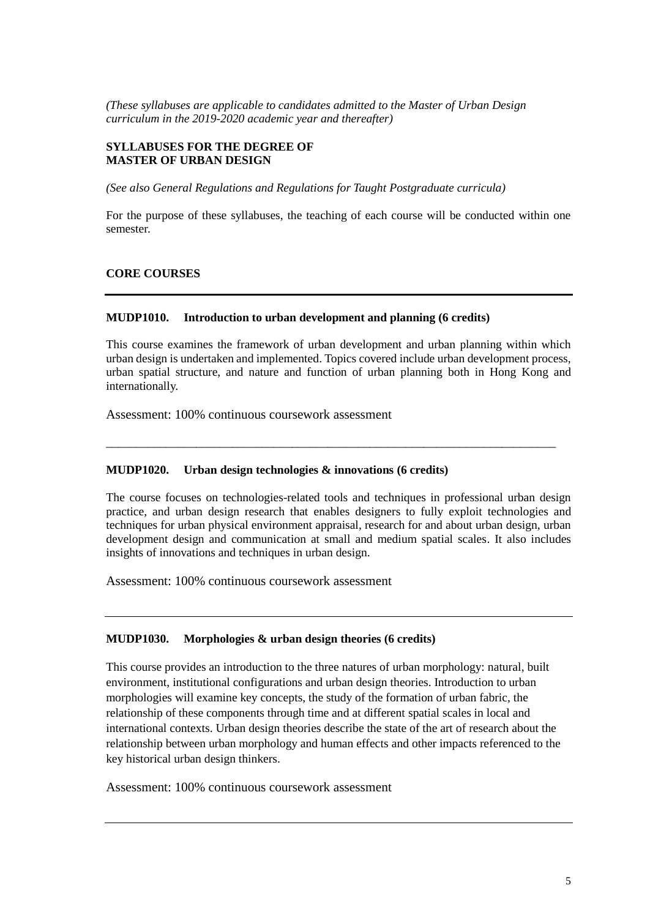*(These syllabuses are applicable to candidates admitted to the Master of Urban Design curriculum in the 2019-2020 academic year and thereafter)*

**SYLLABUSES FOR THE DEGREE OF MASTER OF URBAN DESIGN**

*(See also General Regulations and Regulations for Taught Postgraduate curricula)*

For the purpose of these syllabuses, the teaching of each course will be conducted within one semester.

## CORE COURSES

---

### MUDP1010. Introduction to urban development and planning (6 credits)

This course examines the framework of urban development and urban planning within which urban design is undertaken and implemented. Topics covered include urban development process, urban spatial structure, and nature and function of urban planning both in Hong Kong and internationally.

Assessment: 100% continuous coursework assessment

---

### MUDP1020. Urban design technologies & innovations (6 credits)

The course focuses on technologies-related tools and techniques in professional urban design practice, and urban design research that enables designers to fully exploit technologies and techniques for urban physical environment appraisal, research for and about urban design, urban development design and communication at small and medium spatial scales. It also includes insights of innovations and techniques in urban design.

Assessment: 100% continuous coursework assessment

---

### MUDP1030. Morphologies & urban design theories (6 credits)

This course provides an introduction to the three natures of urban morphology: natural, built environment, institutional configurations and urban design theories. Introduction to urban morphologies will examine key concepts, the study of the formation of urban fabric, the relationship of these components through time and at different spatial scales in local and international contexts. Urban design theories describe the state of the art of research about the relationship between urban morphology and human effects and other impacts referenced to the key historical urban design thinkers.

Assessment: 100% continuous coursework assessment

---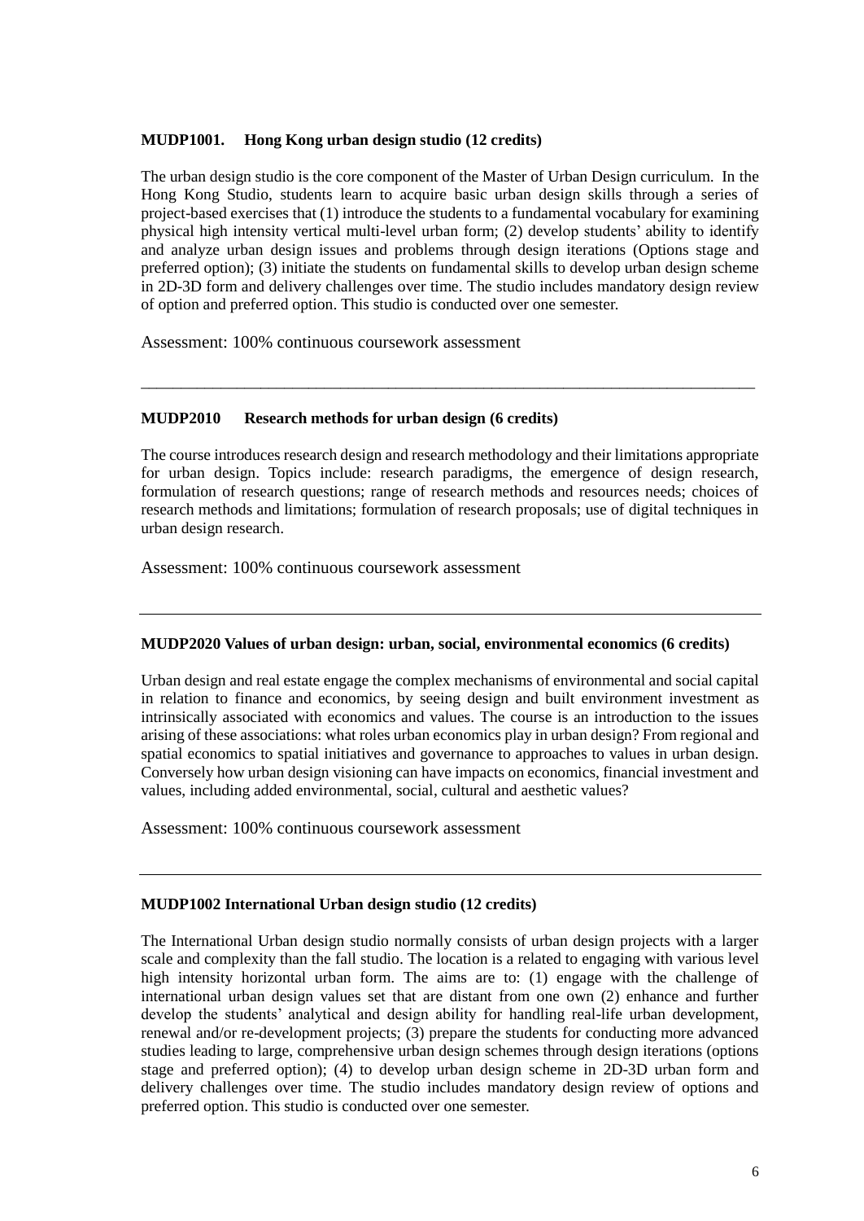**MUDP1001. Hong Kong urban design studio (12 credits)**

The urban design studio is the core component of the Master of Urban Design curriculum. In the Hong Kong Studio, students learn to acquire basic urban design skills through a series of project-based exercises that (1) introduce the students to a fundamental vocabulary for examining physical high intensity vertical multi-level urban form; (2) develop students' ability to identify and analyze urban design issues and problems through design iterations (Options stage and preferred option); (3) initiate the students on fundamental skills to develop urban design scheme in 2D-3D form and delivery challenges over time. The studio includes mandatory design review of option and preferred option. This studio is conducted over one semester.

Assessment: 100% continuous coursework assessment

---

**MUDP2010 Research methods for urban design (6 credits)**

The course introduces research design and research methodology and their limitations appropriate for urban design. Topics include: research paradigms, the emergence of design research, formulation of research questions; range of research methods and resources needs; choices of research methods and limitations; formulation of research proposals; use of digital techniques in urban design research.

Assessment: 100% continuous coursework assessment

---

**MUDP2020 Values of urban design: urban, social, environmental economics (6 credits)**

Urban design and real estate engage the complex mechanisms of environmental and social capital in relation to finance and economics, by seeing design and built environment investment as intrinsically associated with economics and values. The course is an introduction to the issues arising of these associations: what roles urban economics play in urban design? From regional and spatial economics to spatial initiatives and governance to approaches to values in urban design. Conversely how urban design visioning can have impacts on economics, financial investment and values, including added environmental, social, cultural and aesthetic values?

Assessment: 100% continuous coursework assessment

---

**MUDP1002 International Urban design studio (12 credits)**

The International Urban design studio normally consists of urban design projects with a larger scale and complexity than the fall studio. The location is a related to engaging with various level high intensity horizontal urban form. The aims are to: (1) engage with the challenge of international urban design values set that are distant from one own (2) enhance and further develop the students' analytical and design ability for handling real-life urban development, renewal and/or re-development projects; (3) prepare the students for conducting more advanced studies leading to large, comprehensive urban design schemes through design iterations (options stage and preferred option); (4) to develop urban design scheme in 2D-3D urban form and delivery challenges over time. The studio includes mandatory design review of options and preferred option. This studio is conducted over one semester.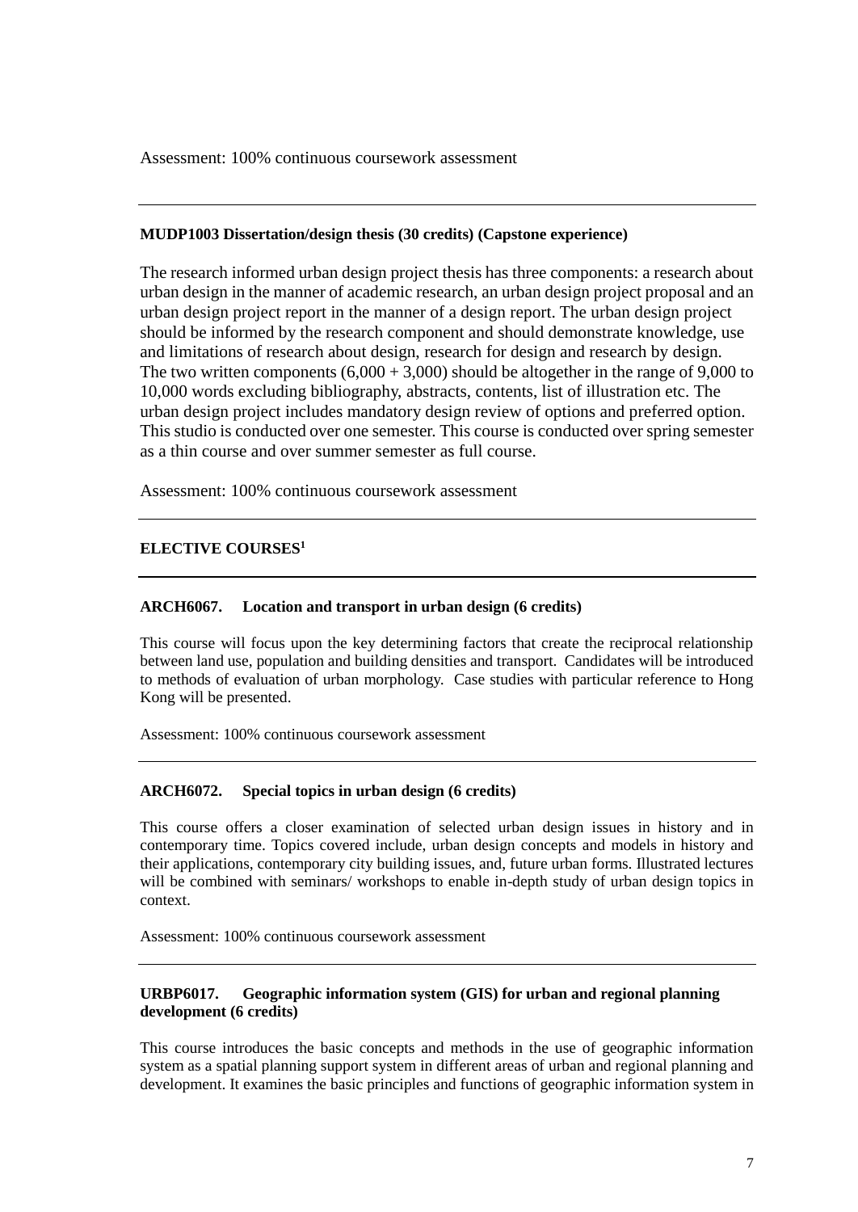Assessment: 100% continuous coursework assessment

---

**MUDP1003 Dissertation/design thesis (30 credits) (Capstone experience)**

The research informed urban design project thesis has three components: a research about urban design in the manner of academic research, an urban design project proposal and an urban design project report in the manner of a design report. The urban design project should be informed by the research component and should demonstrate knowledge, use and limitations of research about design, research for design and research by design. The two written components (6,000 + 3,000) should be altogether in the range of 9,000 to 10,000 words excluding bibliography, abstracts, contents, list of illustration etc. The urban design project includes mandatory design review of options and preferred option. This studio is conducted over one semester. This course is conducted over spring semester as a thin course and over summer semester as full course.

Assessment: 100% continuous coursework assessment

---

**ELECTIVE COURSES[1]**

---

**ARCH6067. Location and transport in urban design (6 credits)**

This course will focus upon the key determining factors that create the reciprocal relationship between land use, population and building densities and transport. Candidates will be introduced to methods of evaluation of urban morphology. Case studies with particular reference to Hong Kong will be presented.

Assessment: 100% continuous coursework assessment

---

**ARCH6072. Special topics in urban design (6 credits)**

This course offers a closer examination of selected urban design issues in history and in contemporary time. Topics covered include, urban design concepts and models in history and their applications, contemporary city building issues, and, future urban forms. Illustrated lectures will be combined with seminars/ workshops to enable in-depth study of urban design topics in context.

Assessment: 100% continuous coursework assessment

---

**URBP6017. Geographic information system (GIS) for urban and regional planning development (6 credits)**

This course introduces the basic concepts and methods in the use of geographic information system as a spatial planning support system in different areas of urban and regional planning and development. It examines the basic principles and functions of geographic information system in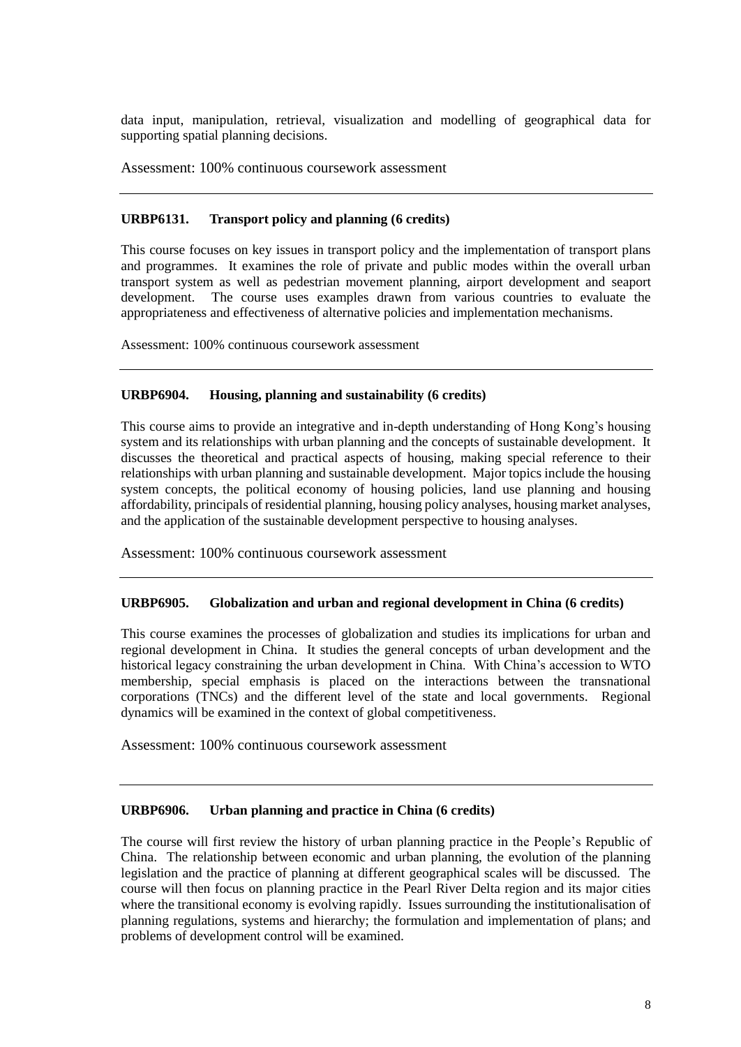data input, manipulation, retrieval, visualization and modelling of geographical data for supporting spatial planning decisions.

Assessment: 100% continuous coursework assessment

---

### URBP6131. Transport policy and planning (6 credits)

This course focuses on key issues in transport policy and the implementation of transport plans and programmes. It examines the role of private and public modes within the overall urban transport system as well as pedestrian movement planning, airport development and seaport development. The course uses examples drawn from various countries to evaluate the appropriateness and effectiveness of alternative policies and implementation mechanisms.

Assessment: 100% continuous coursework assessment

---

### URBP6904. Housing, planning and sustainability (6 credits)

This course aims to provide an integrative and in-depth understanding of Hong Kong's housing system and its relationships with urban planning and the concepts of sustainable development. It discusses the theoretical and practical aspects of housing, making special reference to their relationships with urban planning and sustainable development. Major topics include the housing system concepts, the political economy of housing policies, land use planning and housing affordability, principals of residential planning, housing policy analyses, housing market analyses, and the application of the sustainable development perspective to housing analyses.

Assessment: 100% continuous coursework assessment

---

### URBP6905. Globalization and urban and regional development in China (6 credits)

This course examines the processes of globalization and studies its implications for urban and regional development in China. It studies the general concepts of urban development and the historical legacy constraining the urban development in China. With China's accession to WTO membership, special emphasis is placed on the interactions between the transnational corporations (TNCs) and the different level of the state and local governments. Regional dynamics will be examined in the context of global competitiveness.

Assessment: 100% continuous coursework assessment

---

### URBP6906. Urban planning and practice in China (6 credits)

The course will first review the history of urban planning practice in the People's Republic of China. The relationship between economic and urban planning, the evolution of the planning legislation and the practice of planning at different geographical scales will be discussed. The course will then focus on planning practice in the Pearl River Delta region and its major cities where the transitional economy is evolving rapidly. Issues surrounding the institutionalisation of planning regulations, systems and hierarchy; the formulation and implementation of plans; and problems of development control will be examined.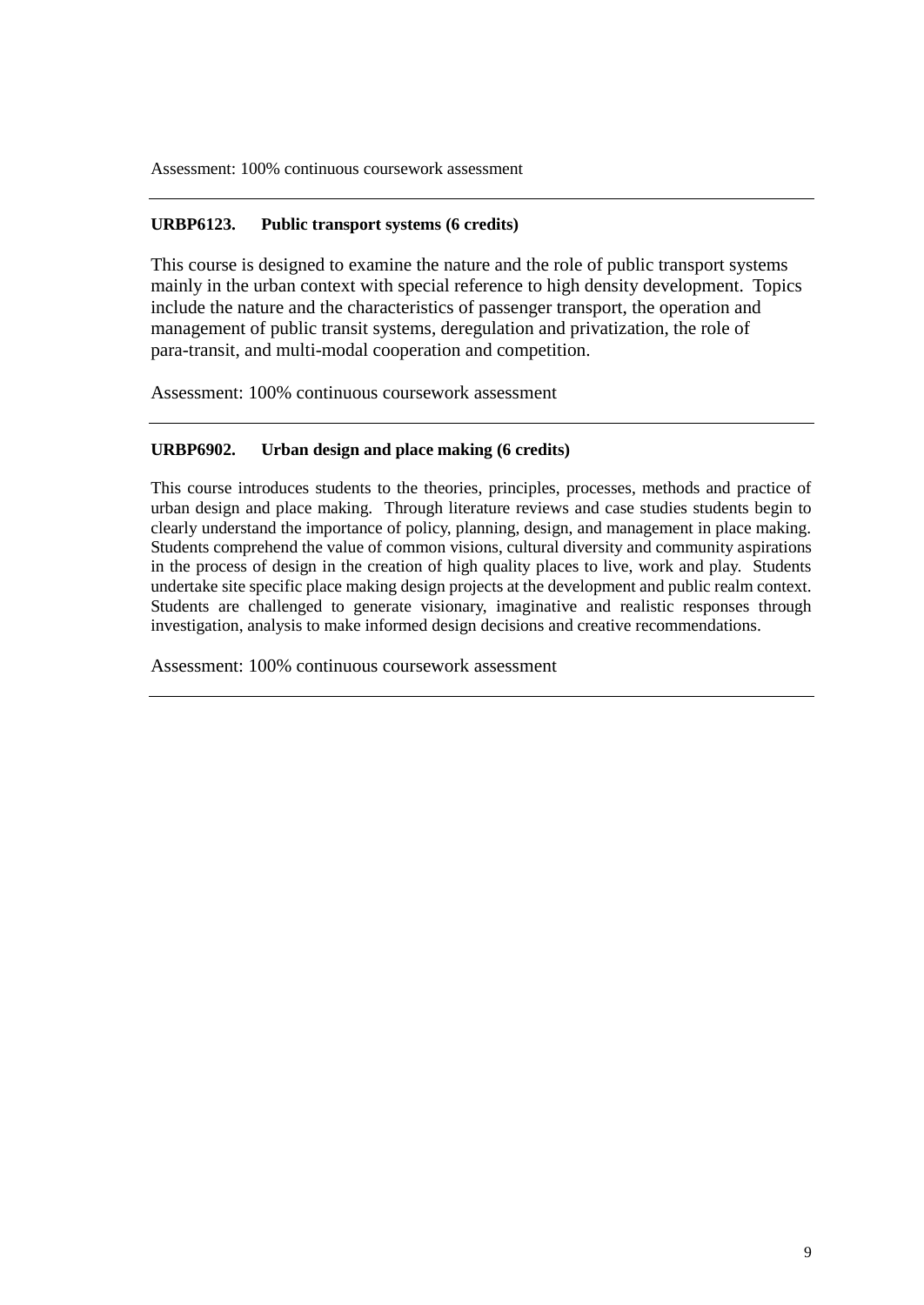Assessment: 100% continuous coursework assessment

---

**URBP6123. Public transport systems (6 credits)**

This course is designed to examine the nature and the role of public transport systems mainly in the urban context with special reference to high density development. Topics include the nature and the characteristics of passenger transport, the operation and management of public transit systems, deregulation and privatization, the role of para-transit, and multi-modal cooperation and competition.

Assessment: 100% continuous coursework assessment

---

**URBP6902. Urban design and place making (6 credits)**

This course introduces students to the theories, principles, processes, methods and practice of urban design and place making. Through literature reviews and case studies students begin to clearly understand the importance of policy, planning, design, and management in place making. Students comprehend the value of common visions, cultural diversity and community aspirations in the process of design in the creation of high quality places to live, work and play. Students undertake site specific place making design projects at the development and public realm context. Students are challenged to generate visionary, imaginative and realistic responses through investigation, analysis to make informed design decisions and creative recommendations.

Assessment: 100% continuous coursework assessment

---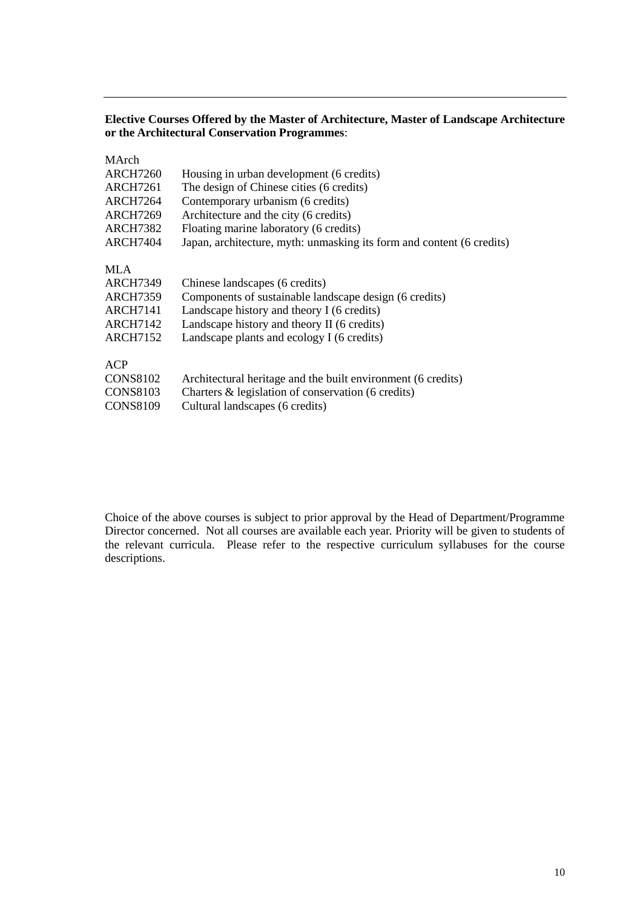**Elective Courses Offered by the Master of Architecture, Master of Landscape Architecture or the Architectural Conservation Programmes**:

MArch

| | |
|---|---|
| ARCH7260 | Housing in urban development (6 credits) |
| ARCH7261 | The design of Chinese cities (6 credits) |
| ARCH7264 | Contemporary urbanism (6 credits) |
| ARCH7269 | Architecture and the city (6 credits) |
| ARCH7382 | Floating marine laboratory (6 credits) |
| ARCH7404 | Japan, architecture, myth: unmasking its form and content (6 credits) |

MLA

| | |
|---|---|
| ARCH7349 | Chinese landscapes (6 credits) |
| ARCH7359 | Components of sustainable landscape design (6 credits) |
| ARCH7141 | Landscape history and theory I (6 credits) |
| ARCH7142 | Landscape history and theory II (6 credits) |
| ARCH7152 | Landscape plants and ecology I (6 credits) |

ACP

| | |
|---|---|
| CONS8102 | Architectural heritage and the built environment (6 credits) |
| CONS8103 | Charters & legislation of conservation (6 credits) |
| CONS8109 | Cultural landscapes (6 credits) |

Choice of the above courses is subject to prior approval by the Head of Department/Programme Director concerned. Not all courses are available each year. Priority will be given to students of the relevant curricula. Please refer to the respective curriculum syllabuses for the course descriptions.